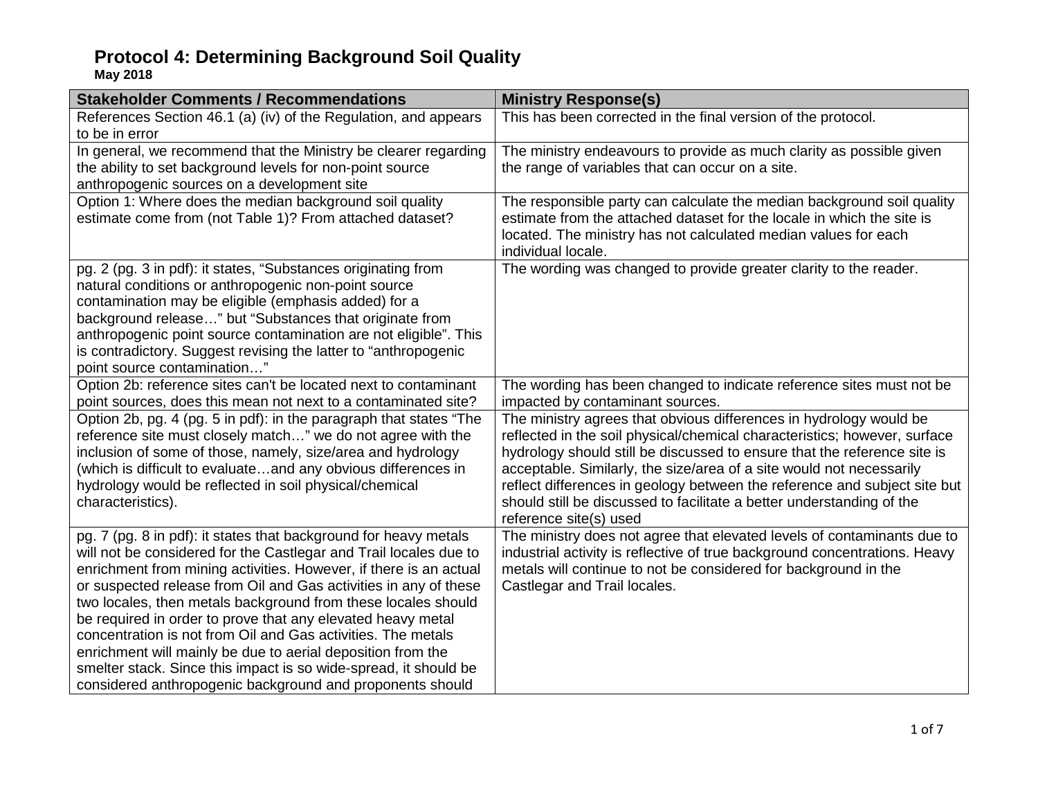# Protocol 4: Determining Background Soil Quality

**May 2018**

| Stakeholder Comments / Recommendations | Ministry Response(s) |
|---|---|
| References Section 46.1 (a) (iv) of the Regulation, and appears to be in error | This has been corrected in the final version of the protocol. |
| In general, we recommend that the Ministry be clearer regarding the ability to set background levels for non-point source anthropogenic sources on a development site | The ministry endeavours to provide as much clarity as possible given the range of variables that can occur on a site. |
| Option 1: Where does the median background soil quality estimate come from (not Table 1)? From attached dataset? | The responsible party can calculate the median background soil quality estimate from the attached dataset for the locale in which the site is located. The ministry has not calculated median values for each individual locale. |
| pg. 2 (pg. 3 in pdf): it states, "Substances originating from natural conditions or anthropogenic non-point source contamination may be eligible (emphasis added) for a background release…" but "Substances that originate from anthropogenic point source contamination are not eligible". This is contradictory. Suggest revising the latter to "anthropogenic point source contamination…" | The wording was changed to provide greater clarity to the reader. |
| Option 2b: reference sites can't be located next to contaminant point sources, does this mean not next to a contaminated site? | The wording has been changed to indicate reference sites must not be impacted by contaminant sources. |
| Option 2b, pg. 4 (pg. 5 in pdf): in the paragraph that states "The reference site must closely match…" we do not agree with the inclusion of some of those, namely, size/area and hydrology (which is difficult to evaluate…and any obvious differences in hydrology would be reflected in soil physical/chemical characteristics). | The ministry agrees that obvious differences in hydrology would be reflected in the soil physical/chemical characteristics; however, surface hydrology should still be discussed to ensure that the reference site is acceptable. Similarly, the size/area of a site would not necessarily reflect differences in geology between the reference and subject site but should still be discussed to facilitate a better understanding of the reference site(s) used |
| pg. 7 (pg. 8 in pdf): it states that background for heavy metals will not be considered for the Castlegar and Trail locales due to enrichment from mining activities. However, if there is an actual or suspected release from Oil and Gas activities in any of these two locales, then metals background from these locales should be required in order to prove that any elevated heavy metal concentration is not from Oil and Gas activities. The metals enrichment will mainly be due to aerial deposition from the smelter stack. Since this impact is so wide-spread, it should be considered anthropogenic background and proponents should | The ministry does not agree that elevated levels of contaminants due to industrial activity is reflective of true background concentrations. Heavy metals will continue to not be considered for background in the Castlegar and Trail locales. |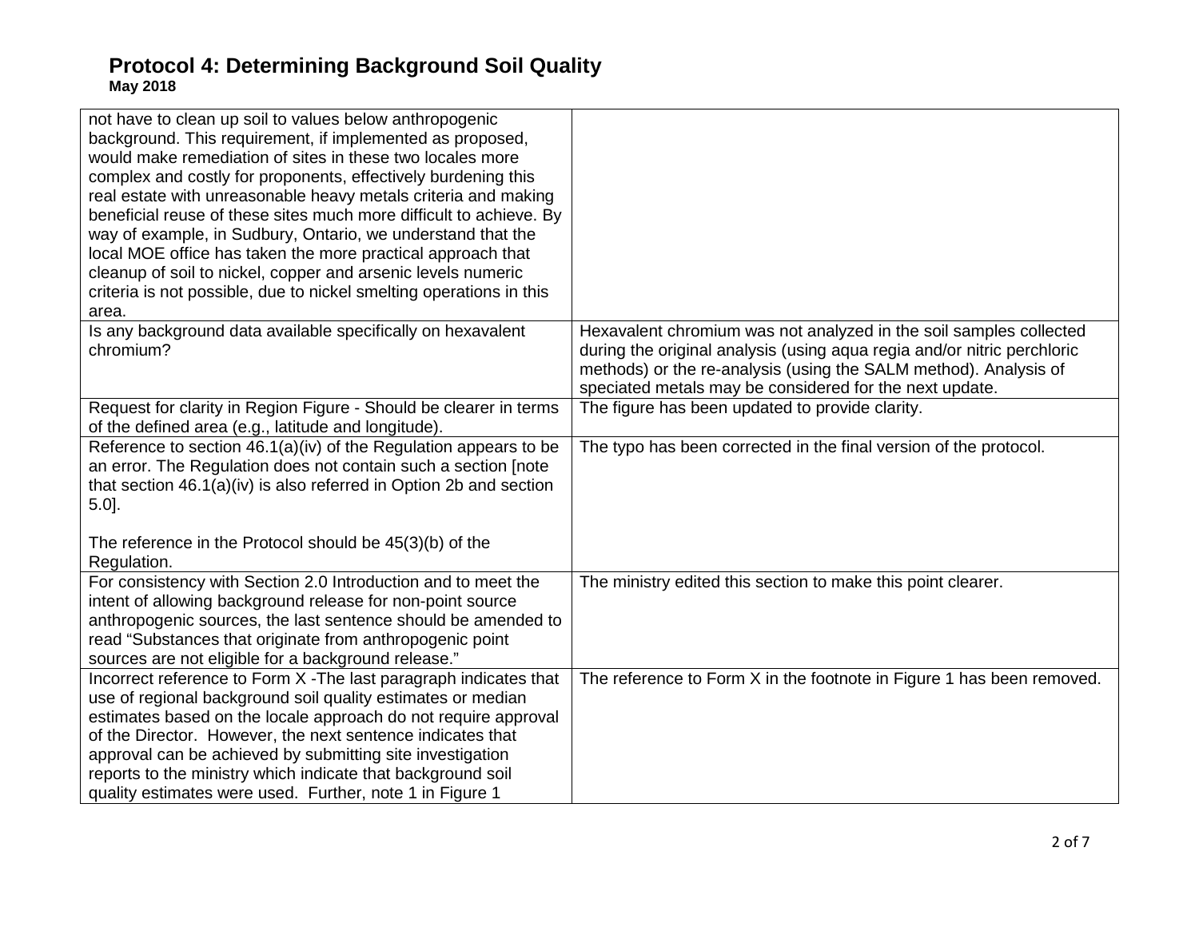# Protocol 4: Determining Background Soil Quality

**May 2018**

| | |
|---|---|
| not have to clean up soil to values below anthropogenic background. This requirement, if implemented as proposed, would make remediation of sites in these two locales more complex and costly for proponents, effectively burdening this real estate with unreasonable heavy metals criteria and making beneficial reuse of these sites much more difficult to achieve. By way of example, in Sudbury, Ontario, we understand that the local MOE office has taken the more practical approach that cleanup of soil to nickel, copper and arsenic levels numeric criteria is not possible, due to nickel smelting operations in this area. | |
| Is any background data available specifically on hexavalent chromium? | Hexavalent chromium was not analyzed in the soil samples collected during the original analysis (using aqua regia and/or nitric perchloric methods) or the re-analysis (using the SALM method). Analysis of speciated metals may be considered for the next update. |
| Request for clarity in Region Figure - Should be clearer in terms of the defined area (e.g., latitude and longitude). | The figure has been updated to provide clarity. |
| Reference to section 46.1(a)(iv) of the Regulation appears to be an error. The Regulation does not contain such a section [note that section 46.1(a)(iv) is also referred in Option 2b and section 5.0].<br><br>The reference in the Protocol should be 45(3)(b) of the Regulation. | The typo has been corrected in the final version of the protocol. |
| For consistency with Section 2.0 Introduction and to meet the intent of allowing background release for non-point source anthropogenic sources, the last sentence should be amended to read "Substances that originate from anthropogenic point sources are not eligible for a background release." | The ministry edited this section to make this point clearer. |
| Incorrect reference to Form X -The last paragraph indicates that use of regional background soil quality estimates or median estimates based on the locale approach do not require approval of the Director. However, the next sentence indicates that approval can be achieved by submitting site investigation reports to the ministry which indicate that background soil quality estimates were used. Further, note 1 in Figure 1 | The reference to Form X in the footnote in Figure 1 has been removed. |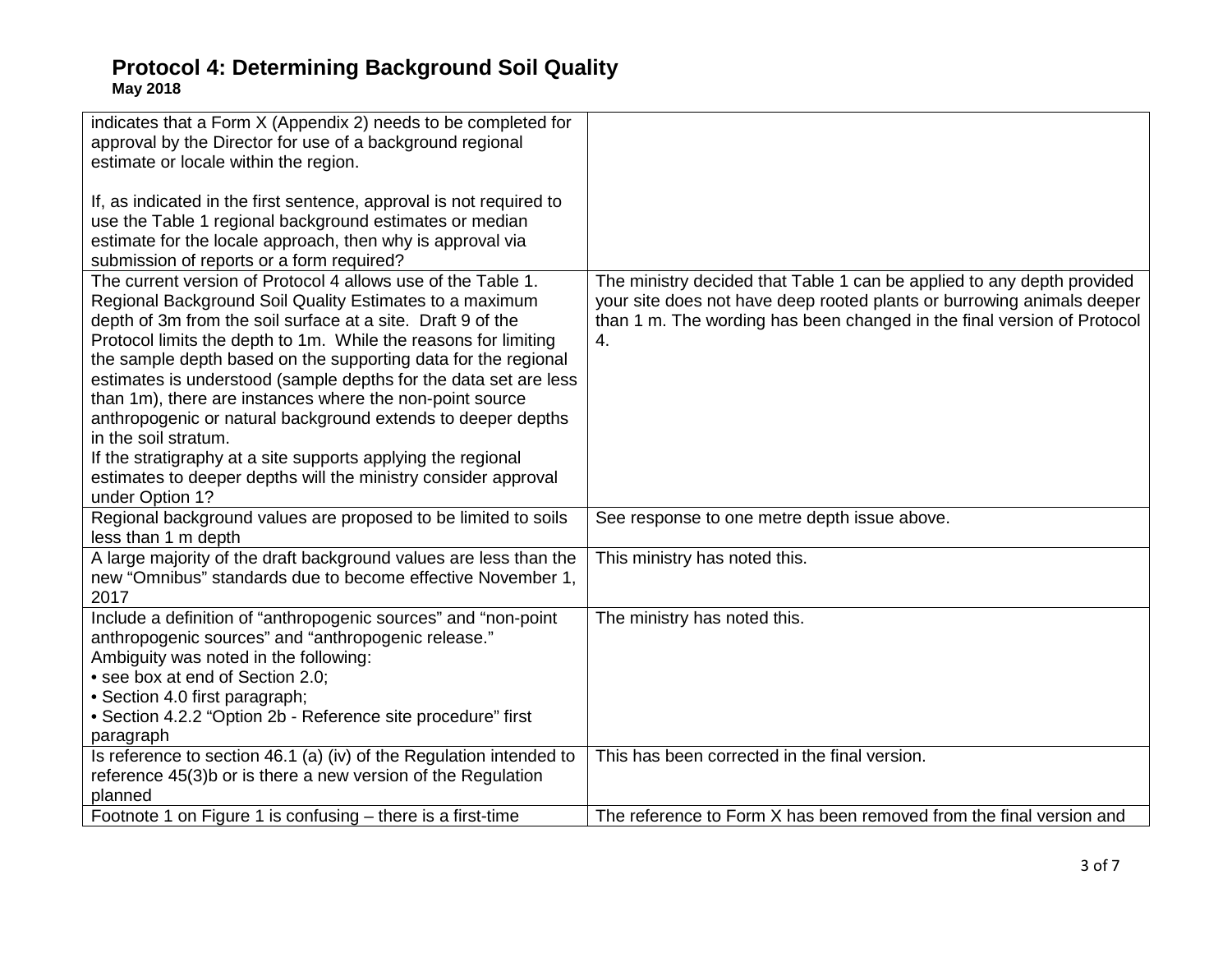| | |
|---|---|
| indicates that a Form X (Appendix 2) needs to be completed for approval by the Director for use of a background regional estimate or locale within the region.<br><br>If, as indicated in the first sentence, approval is not required to use the Table 1 regional background estimates or median estimate for the locale approach, then why is approval via submission of reports or a form required? | |
| The current version of Protocol 4 allows use of the Table 1. Regional Background Soil Quality Estimates to a maximum depth of 3m from the soil surface at a site. Draft 9 of the Protocol limits the depth to 1m. While the reasons for limiting the sample depth based on the supporting data for the regional estimates is understood (sample depths for the data set are less than 1m), there are instances where the non-point source anthropogenic or natural background extends to deeper depths in the soil stratum.<br>If the stratigraphy at a site supports applying the regional estimates to deeper depths will the ministry consider approval under Option 1? | The ministry decided that Table 1 can be applied to any depth provided your site does not have deep rooted plants or burrowing animals deeper than 1 m. The wording has been changed in the final version of Protocol 4. |
| Regional background values are proposed to be limited to soils less than 1 m depth | See response to one metre depth issue above. |
| A large majority of the draft background values are less than the new "Omnibus" standards due to become effective November 1, 2017 | This ministry has noted this. |
| Include a definition of "anthropogenic sources" and "non-point anthropogenic sources" and "anthropogenic release."<br>Ambiguity was noted in the following:<br>• see box at end of Section 2.0;<br>• Section 4.0 first paragraph;<br>• Section 4.2.2 "Option 2b - Reference site procedure" first paragraph | The ministry has noted this. |
| Is reference to section 46.1 (a) (iv) of the Regulation intended to reference 45(3)b or is there a new version of the Regulation planned | This has been corrected in the final version. |
| Footnote 1 on Figure 1 is confusing – there is a first-time | The reference to Form X has been removed from the final version and |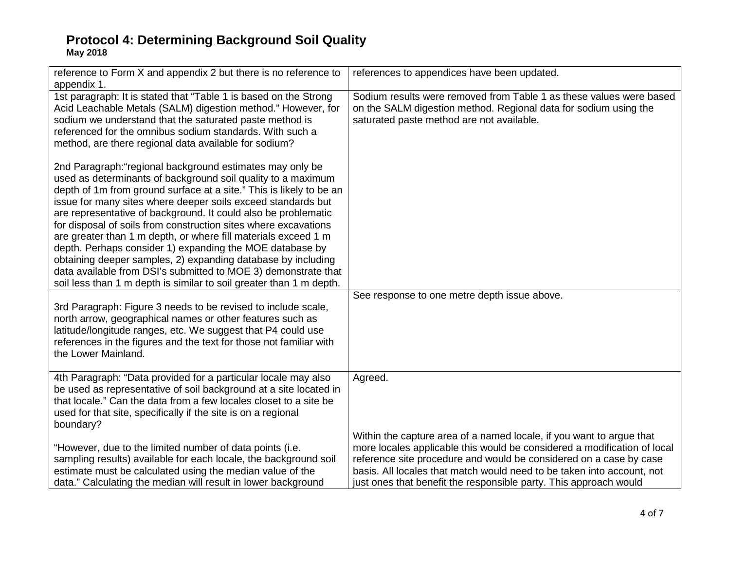| | |
|---|---|
| reference to Form X and appendix 2 but there is no reference to appendix 1. | references to appendices have been updated. |
| 1st paragraph: It is stated that "Table 1 is based on the Strong Acid Leachable Metals (SALM) digestion method." However, for sodium we understand that the saturated paste method is referenced for the omnibus sodium standards. With such a method, are there regional data available for sodium?<br><br>2nd Paragraph:"regional background estimates may only be used as determinants of background soil quality to a maximum depth of 1m from ground surface at a site." This is likely to be an issue for many sites where deeper soils exceed standards but are representative of background. It could also be problematic for disposal of soils from construction sites where excavations are greater than 1 m depth, or where fill materials exceed 1 m depth. Perhaps consider 1) expanding the MOE database by obtaining deeper samples, 2) expanding database by including data available from DSI's submitted to MOE 3) demonstrate that soil less than 1 m depth is similar to soil greater than 1 m depth. | Sodium results were removed from Table 1 as these values were based on the SALM digestion method. Regional data for sodium using the saturated paste method are not available. |
| 3rd Paragraph: Figure 3 needs to be revised to include scale, north arrow, geographical names or other features such as latitude/longitude ranges, etc. We suggest that P4 could use references in the figures and the text for those not familiar with the Lower Mainland. | See response to one metre depth issue above. |
| 4th Paragraph: "Data provided for a particular locale may also be used as representative of soil background at a site located in that locale." Can the data from a few locales closet to a site be used for that site, specifically if the site is on a regional boundary?<br><br>"However, due to the limited number of data points (i.e. sampling results) available for each locale, the background soil estimate must be calculated using the median value of the data." Calculating the median will result in lower background | Agreed.<br><br>Within the capture area of a named locale, if you want to argue that more locales applicable this would be considered a modification of local reference site procedure and would be considered on a case by case basis. All locales that match would need to be taken into account, not just ones that benefit the responsible party. This approach would |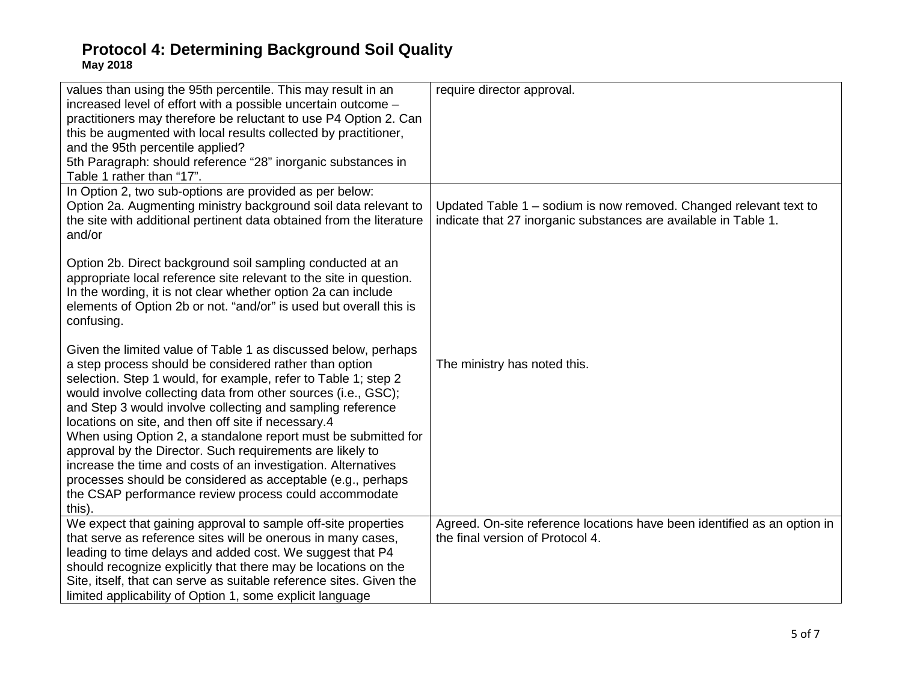| | |
|---|---|
| values than using the 95th percentile. This may result in an increased level of effort with a possible uncertain outcome – practitioners may therefore be reluctant to use P4 Option 2. Can this be augmented with local results collected by practitioner, and the 95th percentile applied?<br>5th Paragraph: should reference "28" inorganic substances in Table 1 rather than "17". | require director approval. |
| In Option 2, two sub-options are provided as per below:<br>Option 2a. Augmenting ministry background soil data relevant to the site with additional pertinent data obtained from the literature and/or<br><br>Option 2b. Direct background soil sampling conducted at an appropriate local reference site relevant to the site in question. In the wording, it is not clear whether option 2a can include elements of Option 2b or not. "and/or" is used but overall this is confusing.<br><br>Given the limited value of Table 1 as discussed below, perhaps a step process should be considered rather than option selection. Step 1 would, for example, refer to Table 1; step 2 would involve collecting data from other sources (i.e., GSC); and Step 3 would involve collecting and sampling reference locations on site, and then off site if necessary.4<br>When using Option 2, a standalone report must be submitted for approval by the Director. Such requirements are likely to increase the time and costs of an investigation. Alternatives processes should be considered as acceptable (e.g., perhaps the CSAP performance review process could accommodate this). | Updated Table 1 – sodium is now removed. Changed relevant text to indicate that 27 inorganic substances are available in Table 1.<br><br>The ministry has noted this. |
| We expect that gaining approval to sample off-site properties that serve as reference sites will be onerous in many cases, leading to time delays and added cost. We suggest that P4 should recognize explicitly that there may be locations on the Site, itself, that can serve as suitable reference sites. Given the limited applicability of Option 1, some explicit language | Agreed. On-site reference locations have been identified as an option in the final version of Protocol 4. |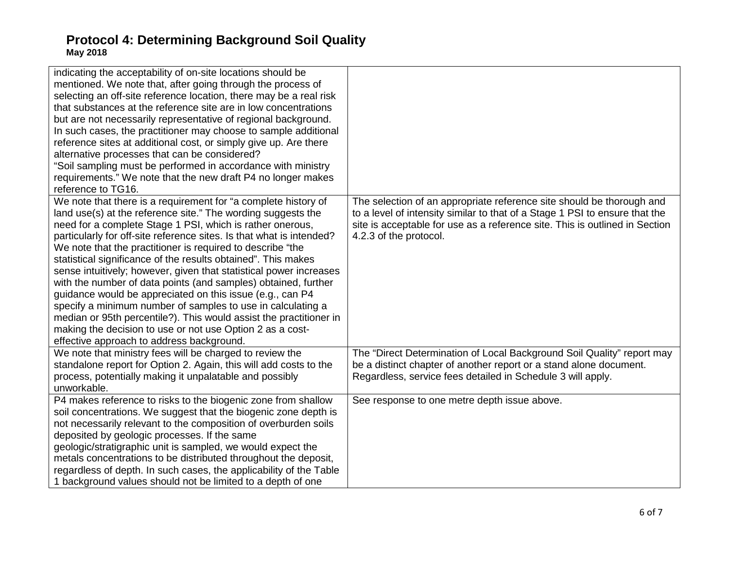| | |
|---|---|
| indicating the acceptability of on-site locations should be mentioned. We note that, after going through the process of selecting an off-site reference location, there may be a real risk that substances at the reference site are in low concentrations but are not necessarily representative of regional background. In such cases, the practitioner may choose to sample additional reference sites at additional cost, or simply give up. Are there alternative processes that can be considered?<br>"Soil sampling must be performed in accordance with ministry requirements." We note that the new draft P4 no longer makes reference to TG16. | |
| We note that there is a requirement for "a complete history of land use(s) at the reference site." The wording suggests the need for a complete Stage 1 PSI, which is rather onerous, particularly for off-site reference sites. Is that what is intended?<br>We note that the practitioner is required to describe "the statistical significance of the results obtained". This makes sense intuitively; however, given that statistical power increases with the number of data points (and samples) obtained, further guidance would be appreciated on this issue (e.g., can P4 specify a minimum number of samples to use in calculating a median or 95th percentile?). This would assist the practitioner in making the decision to use or not use Option 2 as a cost-effective approach to address background. | The selection of an appropriate reference site should be thorough and to a level of intensity similar to that of a Stage 1 PSI to ensure that the site is acceptable for use as a reference site. This is outlined in Section 4.2.3 of the protocol. |
| We note that ministry fees will be charged to review the standalone report for Option 2. Again, this will add costs to the process, potentially making it unpalatable and possibly unworkable. | The "Direct Determination of Local Background Soil Quality" report may be a distinct chapter of another report or a stand alone document. Regardless, service fees detailed in Schedule 3 will apply. |
| P4 makes reference to risks to the biogenic zone from shallow soil concentrations. We suggest that the biogenic zone depth is not necessarily relevant to the composition of overburden soils deposited by geologic processes. If the same geologic/stratigraphic unit is sampled, we would expect the metals concentrations to be distributed throughout the deposit, regardless of depth. In such cases, the applicability of the Table 1 background values should not be limited to a depth of one | See response to one metre depth issue above. |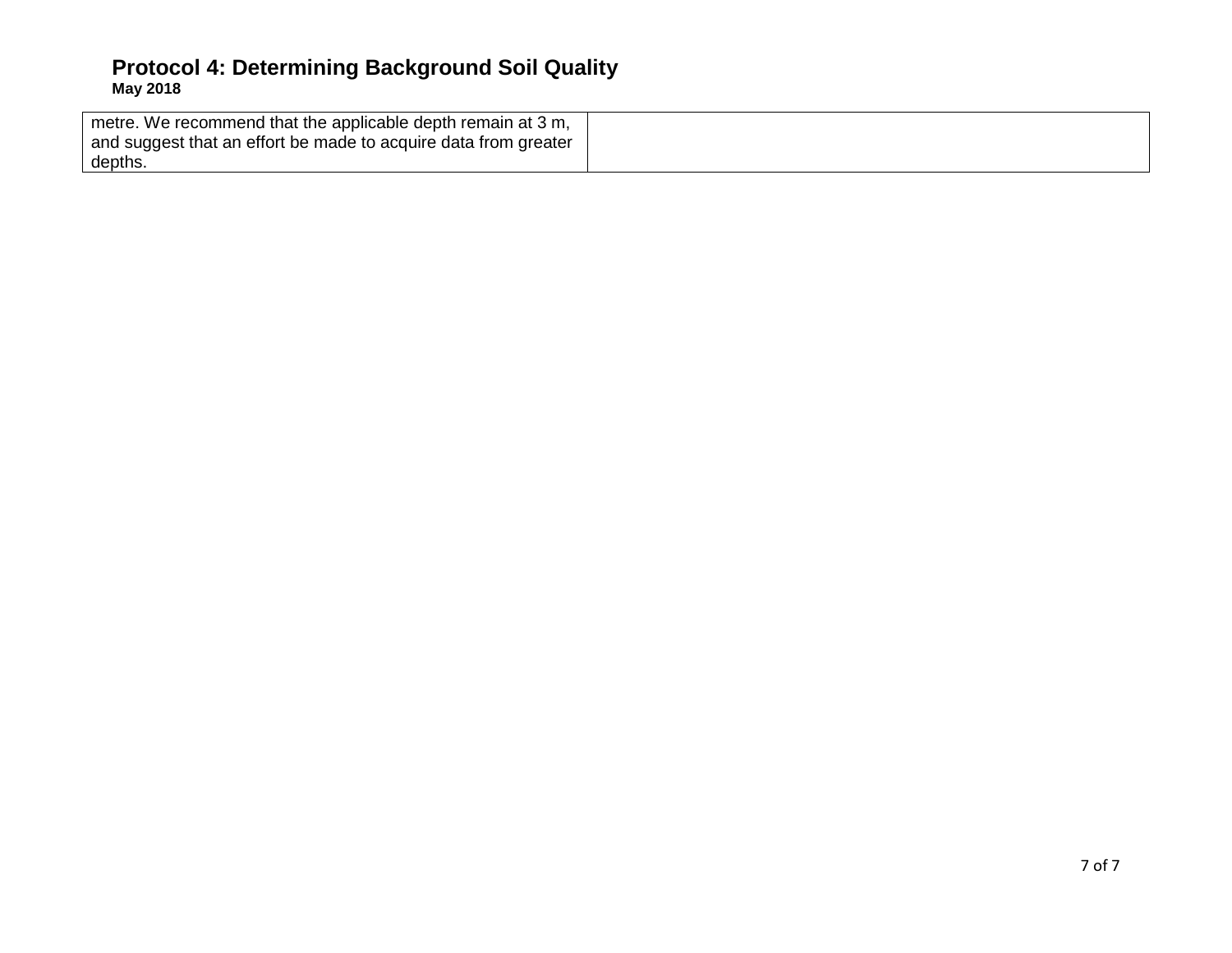| | |
|---|---|
| metre. We recommend that the applicable depth remain at 3 m, and suggest that an effort be made to acquire data from greater depths. | |